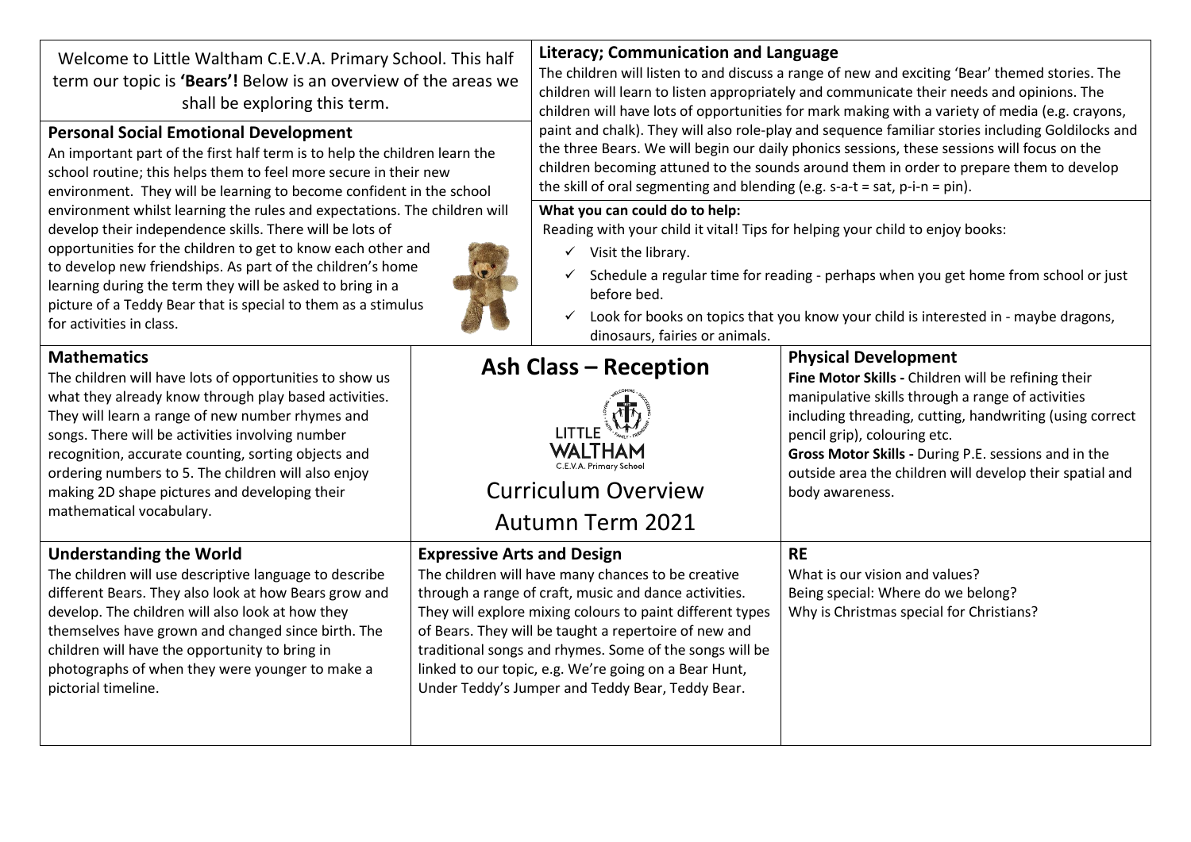# Ash Class – Reception

LITTLE WALTHAM C.E.V.A. Primary School

## Curriculum Overview

## Autumn Term 2021

Welcome to Little Waltham C.E.V.A. Primary School. This half term our topic is **'Bears'!** Below is an overview of the areas we shall be exploring this term.

### Personal Social Emotional Development

An important part of the first half term is to help the children learn the school routine; this helps them to feel more secure in their new environment. They will be learning to become confident in the school environment whilst learning the rules and expectations. The children will develop their independence skills. There will be lots of opportunities for the children to get to know each other and to develop new friendships. As part of the children's home learning during the term they will be asked to bring in a picture of a Teddy Bear that is special to them as a stimulus for activities in class.

### Literacy; Communication and Language

The children will listen to and discuss a range of new and exciting 'Bear' themed stories. The children will learn to listen appropriately and communicate their needs and opinions. The children will have lots of opportunities for mark making with a variety of media (e.g. crayons, paint and chalk). They will also role-play and sequence familiar stories including Goldilocks and the three Bears. We will begin our daily phonics sessions, these sessions will focus on the children becoming attuned to the sounds around them in order to prepare them to develop the skill of oral segmenting and blending (e.g. s-a-t = sat, p-i-n = pin).

**What you can could do to help:**

Reading with your child it vital! Tips for helping your child to enjoy books:

- ✓ Visit the library.
- ✓ Schedule a regular time for reading - perhaps when you get home from school or just before bed.
- ✓ Look for books on topics that you know your child is interested in - maybe dragons, dinosaurs, fairies or animals.

### Mathematics

The children will have lots of opportunities to show us what they already know through play based activities. They will learn a range of new number rhymes and songs. There will be activities involving number recognition, accurate counting, sorting objects and ordering numbers to 5. The children will also enjoy making 2D shape pictures and developing their mathematical vocabulary.

### Physical Development

**Fine Motor Skills -** Children will be refining their manipulative skills through a range of activities including threading, cutting, handwriting (using correct pencil grip), colouring etc.

**Gross Motor Skills -** During P.E. sessions and in the outside area the children will develop their spatial and body awareness.

### Understanding the World

The children will use descriptive language to describe different Bears. They also look at how Bears grow and develop. The children will also look at how they themselves have grown and changed since birth. The children will have the opportunity to bring in photographs of when they were younger to make a pictorial timeline.

### Expressive Arts and Design

The children will have many chances to be creative through a range of craft, music and dance activities. They will explore mixing colours to paint different types of Bears. They will be taught a repertoire of new and traditional songs and rhymes. Some of the songs will be linked to our topic, e.g. We're going on a Bear Hunt, Under Teddy's Jumper and Teddy Bear, Teddy Bear.

### RE

What is our vision and values?

Being special: Where do we belong?

Why is Christmas special for Christians?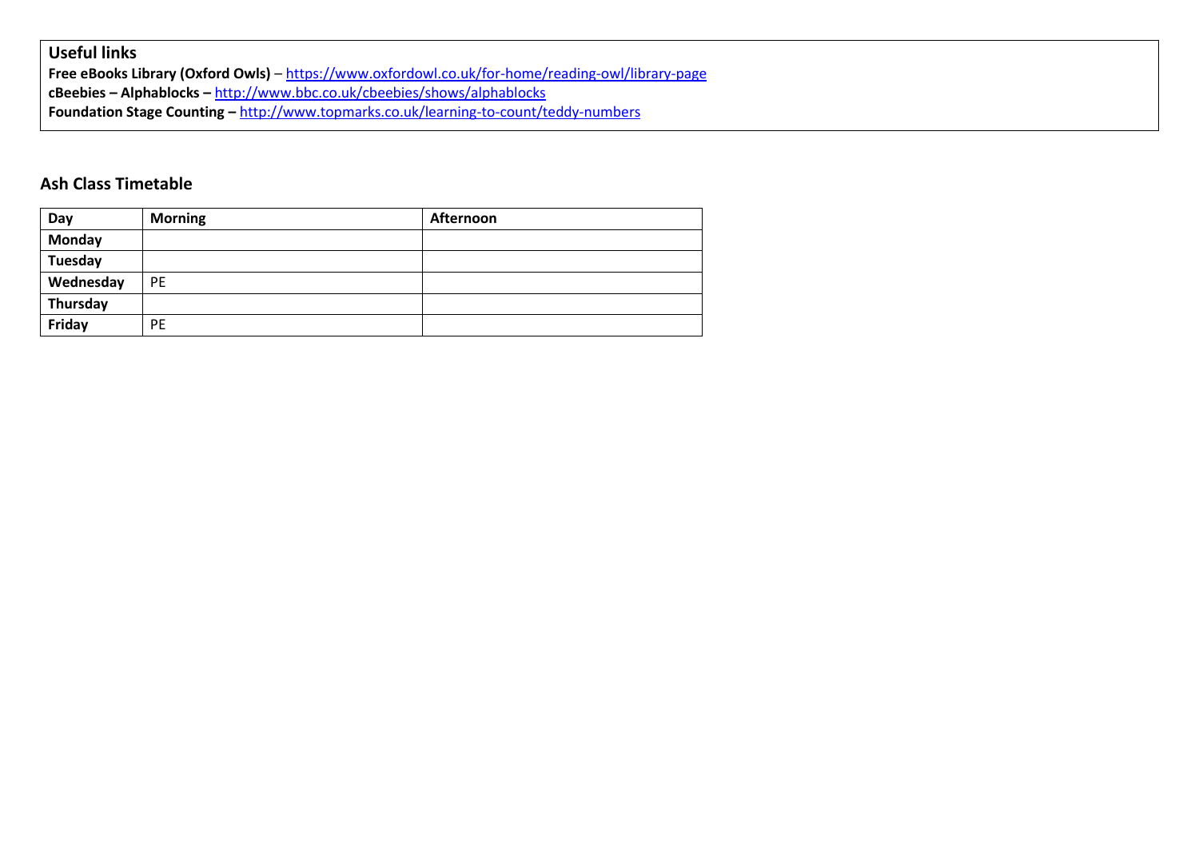**Useful links**

**Free eBooks Library (Oxford Owls)** – https://www.oxfordowl.co.uk/for-home/reading-owl/library-page
**cBeebies – Alphablocks –** http://www.bbc.co.uk/cbeebies/shows/alphablocks
**Foundation Stage Counting –** http://www.topmarks.co.uk/learning-to-count/teddy-numbers

## Ash Class Timetable

| Day | Morning | Afternoon |
|---|---|---|
| **Monday** | | |
| **Tuesday** | | |
| **Wednesday** | PE | |
| **Thursday** | | |
| **Friday** | PE | |